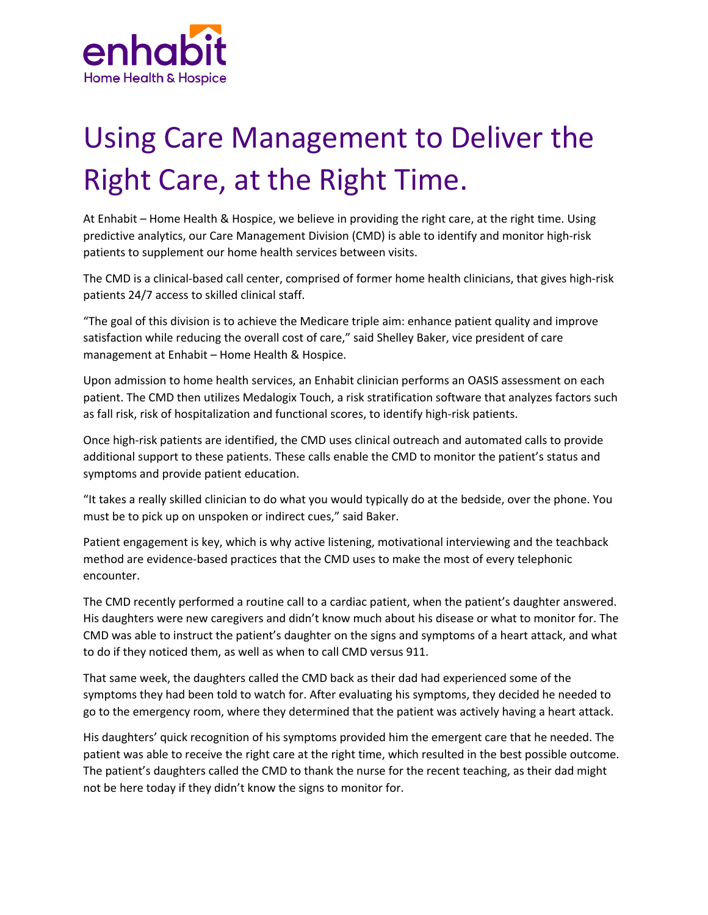enhabit
Home Health & Hospice

# Using Care Management to Deliver the Right Care, at the Right Time.

At Enhabit – Home Health & Hospice, we believe in providing the right care, at the right time. Using predictive analytics, our Care Management Division (CMD) is able to identify and monitor high-risk patients to supplement our home health services between visits.

The CMD is a clinical-based call center, comprised of former home health clinicians, that gives high-risk patients 24/7 access to skilled clinical staff.

"The goal of this division is to achieve the Medicare triple aim: enhance patient quality and improve satisfaction while reducing the overall cost of care," said Shelley Baker, vice president of care management at Enhabit – Home Health & Hospice.

Upon admission to home health services, an Enhabit clinician performs an OASIS assessment on each patient. The CMD then utilizes Medalogix Touch, a risk stratification software that analyzes factors such as fall risk, risk of hospitalization and functional scores, to identify high-risk patients.

Once high-risk patients are identified, the CMD uses clinical outreach and automated calls to provide additional support to these patients. These calls enable the CMD to monitor the patient's status and symptoms and provide patient education.

"It takes a really skilled clinician to do what you would typically do at the bedside, over the phone. You must be to pick up on unspoken or indirect cues," said Baker.

Patient engagement is key, which is why active listening, motivational interviewing and the teachback method are evidence-based practices that the CMD uses to make the most of every telephonic encounter.

The CMD recently performed a routine call to a cardiac patient, when the patient's daughter answered. His daughters were new caregivers and didn't know much about his disease or what to monitor for. The CMD was able to instruct the patient's daughter on the signs and symptoms of a heart attack, and what to do if they noticed them, as well as when to call CMD versus 911.

That same week, the daughters called the CMD back as their dad had experienced some of the symptoms they had been told to watch for. After evaluating his symptoms, they decided he needed to go to the emergency room, where they determined that the patient was actively having a heart attack.

His daughters' quick recognition of his symptoms provided him the emergent care that he needed. The patient was able to receive the right care at the right time, which resulted in the best possible outcome. The patient's daughters called the CMD to thank the nurse for the recent teaching, as their dad might not be here today if they didn't know the signs to monitor for.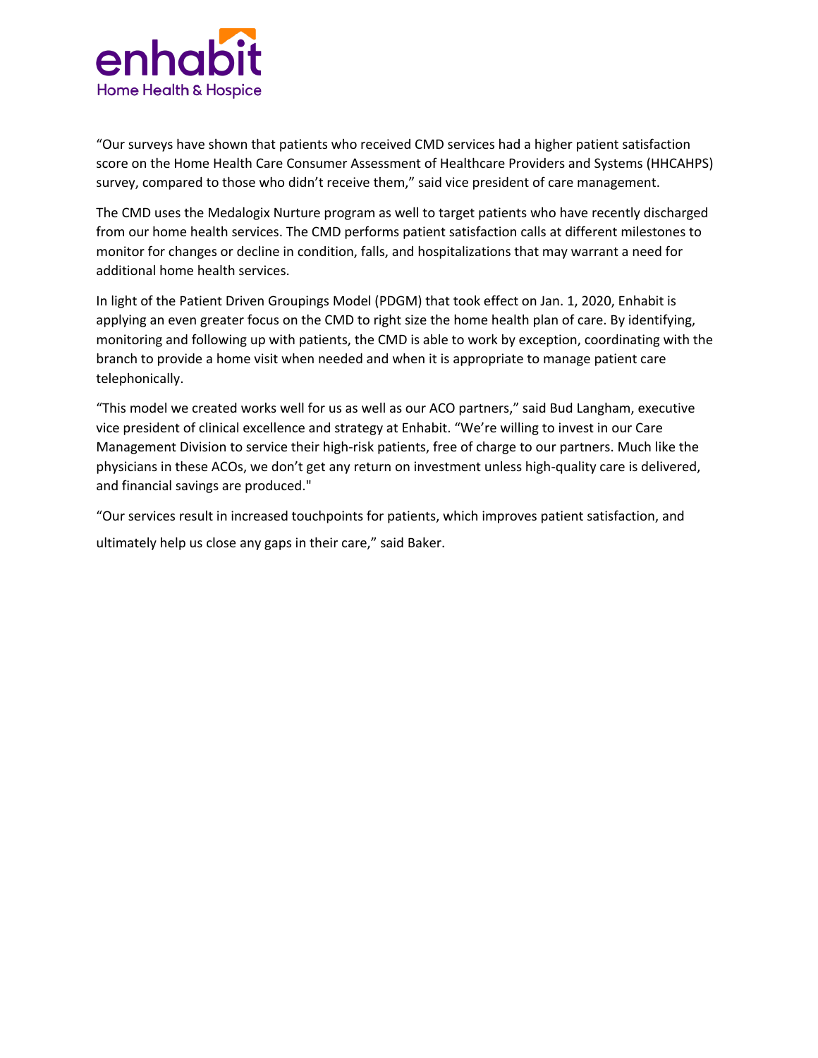"Our surveys have shown that patients who received CMD services had a higher patient satisfaction score on the Home Health Care Consumer Assessment of Healthcare Providers and Systems (HHCAHPS) survey, compared to those who didn't receive them," said vice president of care management.

The CMD uses the Medalogix Nurture program as well to target patients who have recently discharged from our home health services. The CMD performs patient satisfaction calls at different milestones to monitor for changes or decline in condition, falls, and hospitalizations that may warrant a need for additional home health services.

In light of the Patient Driven Groupings Model (PDGM) that took effect on Jan. 1, 2020, Enhabit is applying an even greater focus on the CMD to right size the home health plan of care. By identifying, monitoring and following up with patients, the CMD is able to work by exception, coordinating with the branch to provide a home visit when needed and when it is appropriate to manage patient care telephonically.

"This model we created works well for us as well as our ACO partners," said Bud Langham, executive vice president of clinical excellence and strategy at Enhabit. "We're willing to invest in our Care Management Division to service their high-risk patients, free of charge to our partners. Much like the physicians in these ACOs, we don't get any return on investment unless high-quality care is delivered, and financial savings are produced."

"Our services result in increased touchpoints for patients, which improves patient satisfaction, and ultimately help us close any gaps in their care," said Baker.